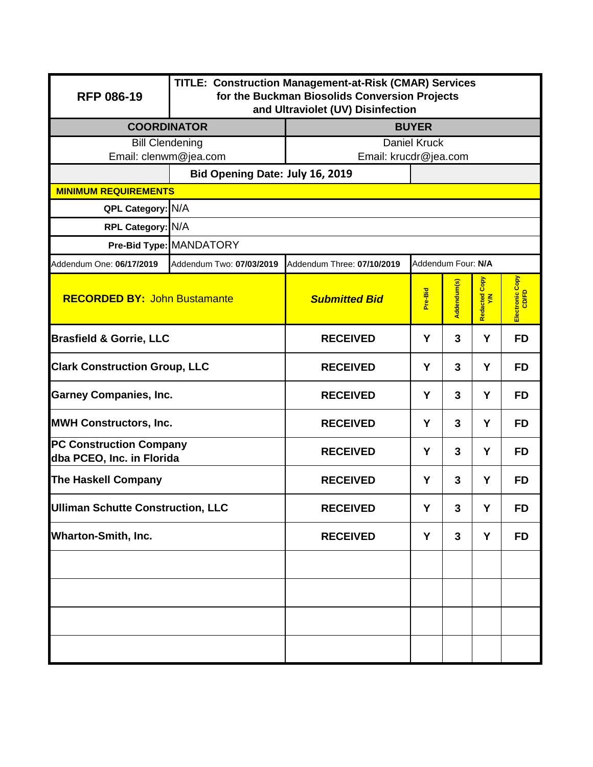| RFP 086-19 | TITLE: Construction Management-at-Risk (CMAR) Services for the Buckman Biosolids Conversion Projects and Ultraviolet (UV) Disinfection | | | | | |
|---|---|---|---|---|---|---|
| **COORDINATOR** | | **BUYER** | | | | |
| Bill Clendening<br>Email: clenwm@jea.com | | Daniel Kruck<br>Email: krucdr@jea.com | | | | |
| | **Bid Opening Date: July 16, 2019** | | | | | |
| **MINIMUM REQUIREMENTS** | | | | | | |
| **QPL Category:** | N/A | | | | | |
| **RPL Category:** | N/A | | | | | |
| **Pre-Bid Type:** | MANDATORY | | | | | |
| Addendum One: **06/17/2019** | Addendum Two: **07/03/2019** | Addendum Three: **07/10/2019** | Addendum Four: **N/A** | | | |
| **RECORDED BY:** John Bustamante | | ***Submitted Bid*** | **Pre-Bid** | **Addendum(s)** | **Redacted Copy Y/N** | **Electronic Copy CD/FD** |
| **Brasfield & Gorrie, LLC** | | **RECEIVED** | **Y** | **3** | **Y** | **FD** |
| **Clark Construction Group, LLC** | | **RECEIVED** | **Y** | **3** | **Y** | **FD** |
| **Garney Companies, Inc.** | | **RECEIVED** | **Y** | **3** | **Y** | **FD** |
| **MWH Constructors, Inc.** | | **RECEIVED** | **Y** | **3** | **Y** | **FD** |
| **PC Construction Company dba PCEO, Inc. in Florida** | | **RECEIVED** | **Y** | **3** | **Y** | **FD** |
| **The Haskell Company** | | **RECEIVED** | **Y** | **3** | **Y** | **FD** |
| **Ulliman Schutte Construction, LLC** | | **RECEIVED** | **Y** | **3** | **Y** | **FD** |
| **Wharton-Smith, Inc.** | | **RECEIVED** | **Y** | **3** | **Y** | **FD** |
| | | | | | | |
| | | | | | | |
| | | | | | | |
| | | | | | | |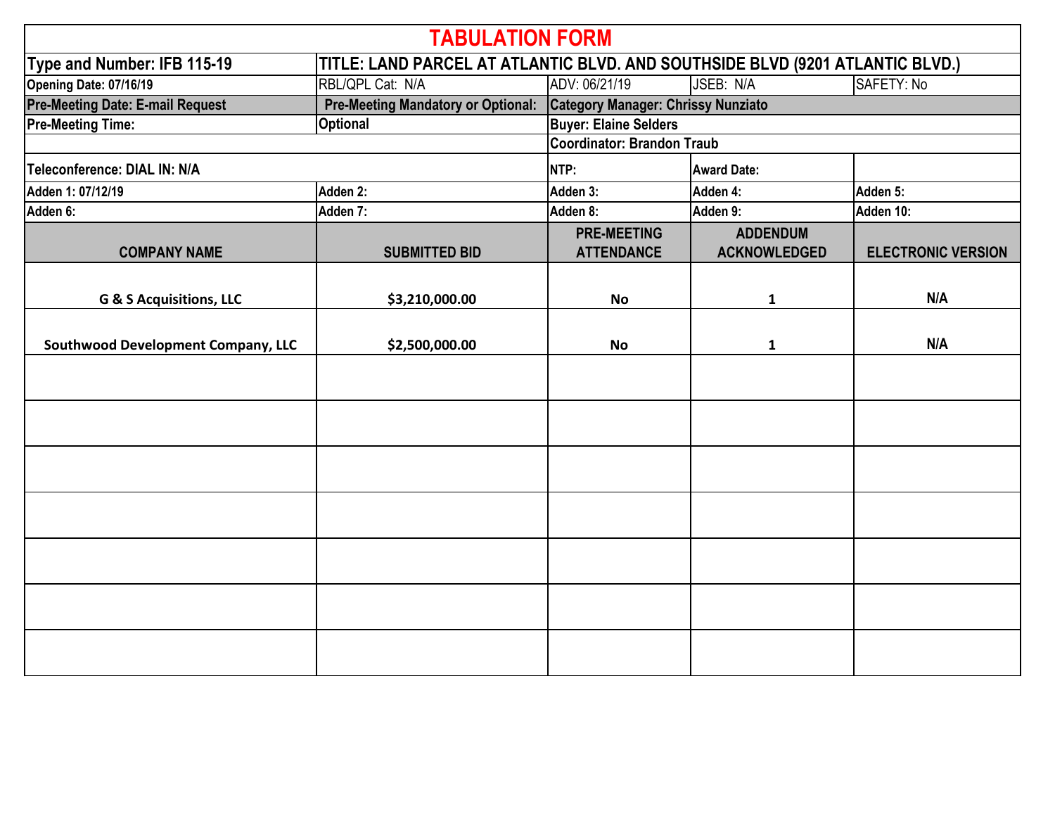# TABULATION FORM

| | | | | |
|---|---|---|---|---|
| **Type and Number: IFB 115-19** | **TITLE: LAND PARCEL AT ATLANTIC BLVD. AND SOUTHSIDE BLVD (9201 ATLANTIC BLVD.)** | | | |
| **Opening Date: 07/16/19** | RBL/QPL Cat: N/A | ADV: 06/21/19 | JSEB: N/A | SAFETY: No |
| **Pre-Meeting Date: E-mail Request** | **Pre-Meeting Mandatory or Optional:** | **Category Manager: Chrissy Nunziato** | | |
| **Pre-Meeting Time:** | **Optional** | **Buyer: Elaine Selders** | | |
| | | **Coordinator: Brandon Traub** | | |
| **Teleconference: DIAL IN: N/A** | | **NTP:** | **Award Date:** | |
| **Adden 1: 07/12/19** | **Adden 2:** | **Adden 3:** | **Adden 4:** | **Adden 5:** |
| **Adden 6:** | **Adden 7:** | **Adden 8:** | **Adden 9:** | **Adden 10:** |

| COMPANY NAME | SUBMITTED BID | PRE-MEETING ATTENDANCE | ADDENDUM ACKNOWLEDGED | ELECTRONIC VERSION |
|---|---|---|---|---|
| G & S Acquisitions, LLC | $3,210,000.00 | No | 1 | N/A |
| Southwood Development Company, LLC | $2,500,000.00 | No | 1 | N/A |
| | | | | |
| | | | | |
| | | | | |
| | | | | |
| | | | | |
| | | | | |
| | | | | |